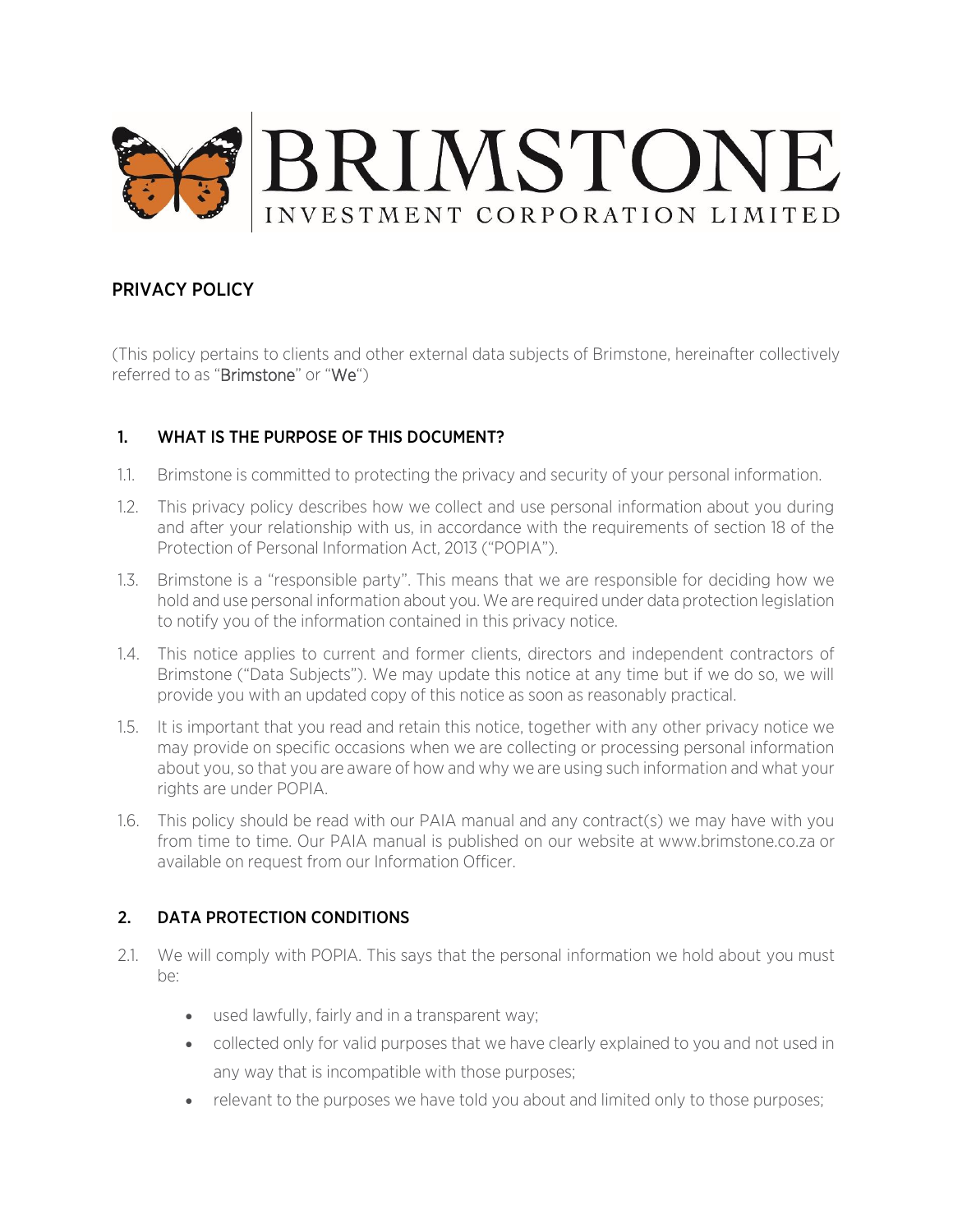BRIMSTONE
INVESTMENT CORPORATION LIMITED

## PRIVACY POLICY

(This policy pertains to clients and other external data subjects of Brimstone, hereinafter collectively referred to as "**Brimstone**" or "**We**")

### 1. WHAT IS THE PURPOSE OF THIS DOCUMENT?

1.1. Brimstone is committed to protecting the privacy and security of your personal information.

1.2. This privacy policy describes how we collect and use personal information about you during and after your relationship with us, in accordance with the requirements of section 18 of the Protection of Personal Information Act, 2013 ("POPIA").

1.3. Brimstone is a "responsible party". This means that we are responsible for deciding how we hold and use personal information about you. We are required under data protection legislation to notify you of the information contained in this privacy notice.

1.4. This notice applies to current and former clients, directors and independent contractors of Brimstone ("Data Subjects"). We may update this notice at any time but if we do so, we will provide you with an updated copy of this notice as soon as reasonably practical.

1.5. It is important that you read and retain this notice, together with any other privacy notice we may provide on specific occasions when we are collecting or processing personal information about you, so that you are aware of how and why we are using such information and what your rights are under POPIA.

1.6. This policy should be read with our PAIA manual and any contract(s) we may have with you from time to time. Our PAIA manual is published on our website at www.brimstone.co.za or available on request from our Information Officer.

### 2. DATA PROTECTION CONDITIONS

2.1. We will comply with POPIA. This says that the personal information we hold about you must be:

- used lawfully, fairly and in a transparent way;
- collected only for valid purposes that we have clearly explained to you and not used in any way that is incompatible with those purposes;
- relevant to the purposes we have told you about and limited only to those purposes;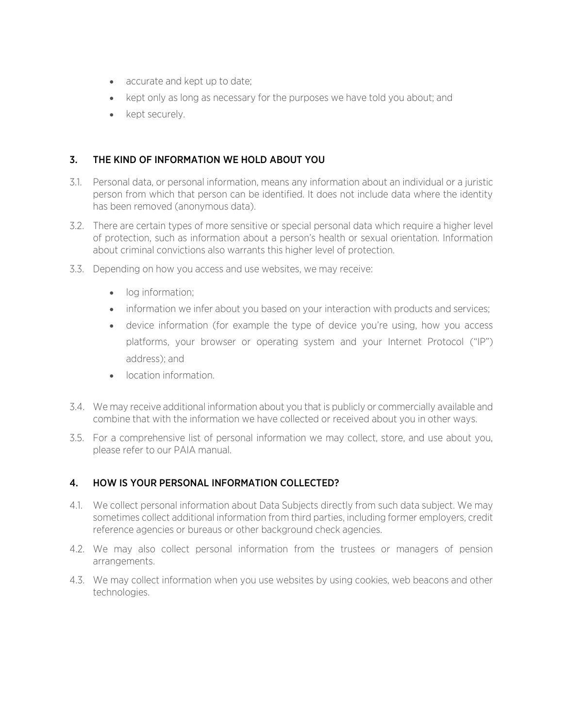- accurate and kept up to date;
- kept only as long as necessary for the purposes we have told you about; and
- kept securely.

## 3. THE KIND OF INFORMATION WE HOLD ABOUT YOU

3.1. Personal data, or personal information, means any information about an individual or a juristic person from which that person can be identified. It does not include data where the identity has been removed (anonymous data).

3.2. There are certain types of more sensitive or special personal data which require a higher level of protection, such as information about a person's health or sexual orientation. Information about criminal convictions also warrants this higher level of protection.

3.3. Depending on how you access and use websites, we may receive:

- log information;
- information we infer about you based on your interaction with products and services;
- device information (for example the type of device you're using, how you access platforms, your browser or operating system and your Internet Protocol ("IP") address); and
- location information.

3.4. We may receive additional information about you that is publicly or commercially available and combine that with the information we have collected or received about you in other ways.

3.5. For a comprehensive list of personal information we may collect, store, and use about you, please refer to our PAIA manual.

## 4. HOW IS YOUR PERSONAL INFORMATION COLLECTED?

4.1. We collect personal information about Data Subjects directly from such data subject. We may sometimes collect additional information from third parties, including former employers, credit reference agencies or bureaus or other background check agencies.

4.2. We may also collect personal information from the trustees or managers of pension arrangements.

4.3. We may collect information when you use websites by using cookies, web beacons and other technologies.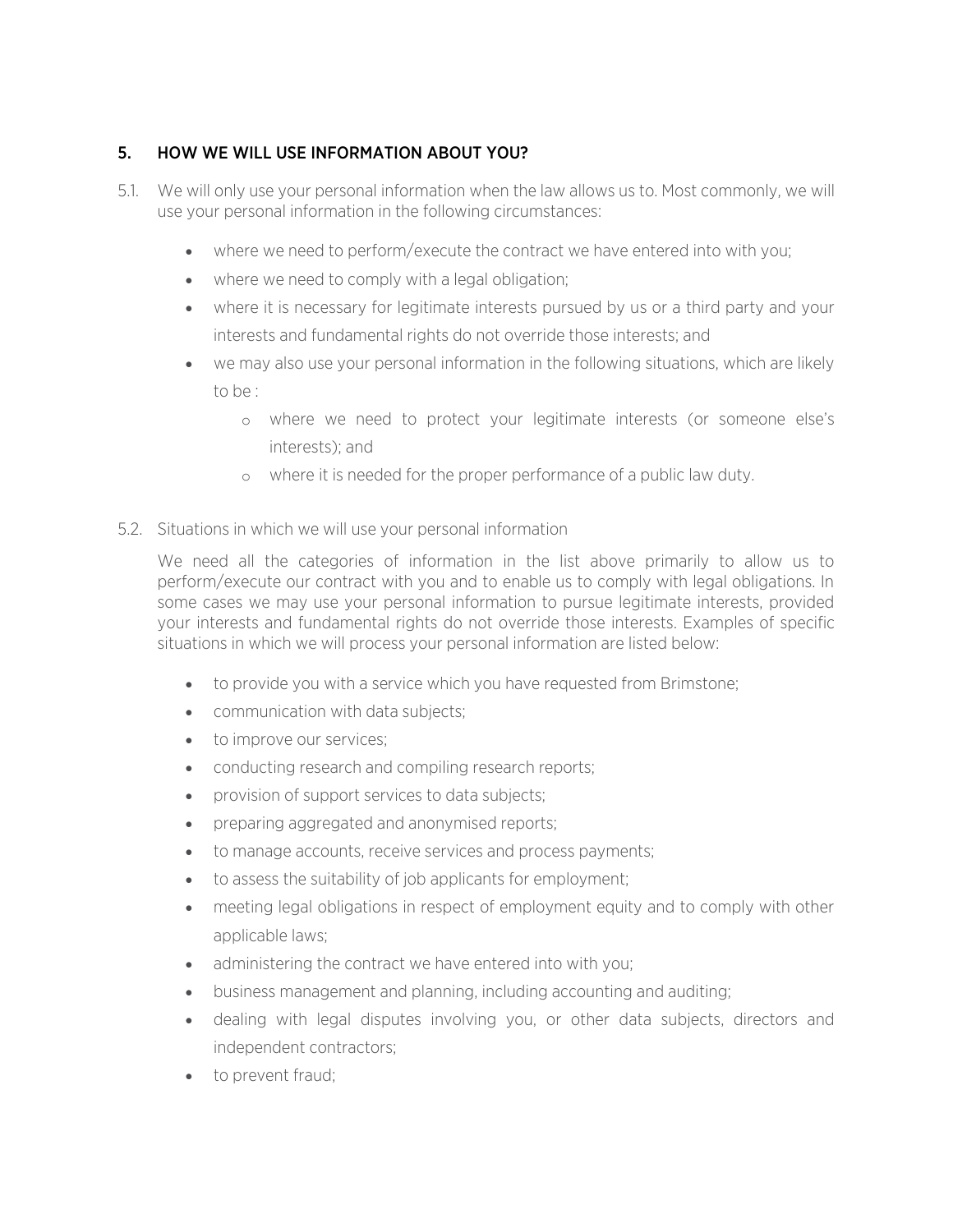## 5. HOW WE WILL USE INFORMATION ABOUT YOU?

5.1. We will only use your personal information when the law allows us to. Most commonly, we will use your personal information in the following circumstances:

- where we need to perform/execute the contract we have entered into with you;
- where we need to comply with a legal obligation;
- where it is necessary for legitimate interests pursued by us or a third party and your interests and fundamental rights do not override those interests; and
- we may also use your personal information in the following situations, which are likely to be :
    - where we need to protect your legitimate interests (or someone else's interests); and
    - where it is needed for the proper performance of a public law duty.

5.2. Situations in which we will use your personal information

We need all the categories of information in the list above primarily to allow us to perform/execute our contract with you and to enable us to comply with legal obligations. In some cases we may use your personal information to pursue legitimate interests, provided your interests and fundamental rights do not override those interests. Examples of specific situations in which we will process your personal information are listed below:

- to provide you with a service which you have requested from Brimstone;
- communication with data subjects;
- to improve our services;
- conducting research and compiling research reports;
- provision of support services to data subjects;
- preparing aggregated and anonymised reports;
- to manage accounts, receive services and process payments;
- to assess the suitability of job applicants for employment;
- meeting legal obligations in respect of employment equity and to comply with other applicable laws;
- administering the contract we have entered into with you;
- business management and planning, including accounting and auditing;
- dealing with legal disputes involving you, or other data subjects, directors and independent contractors;
- to prevent fraud;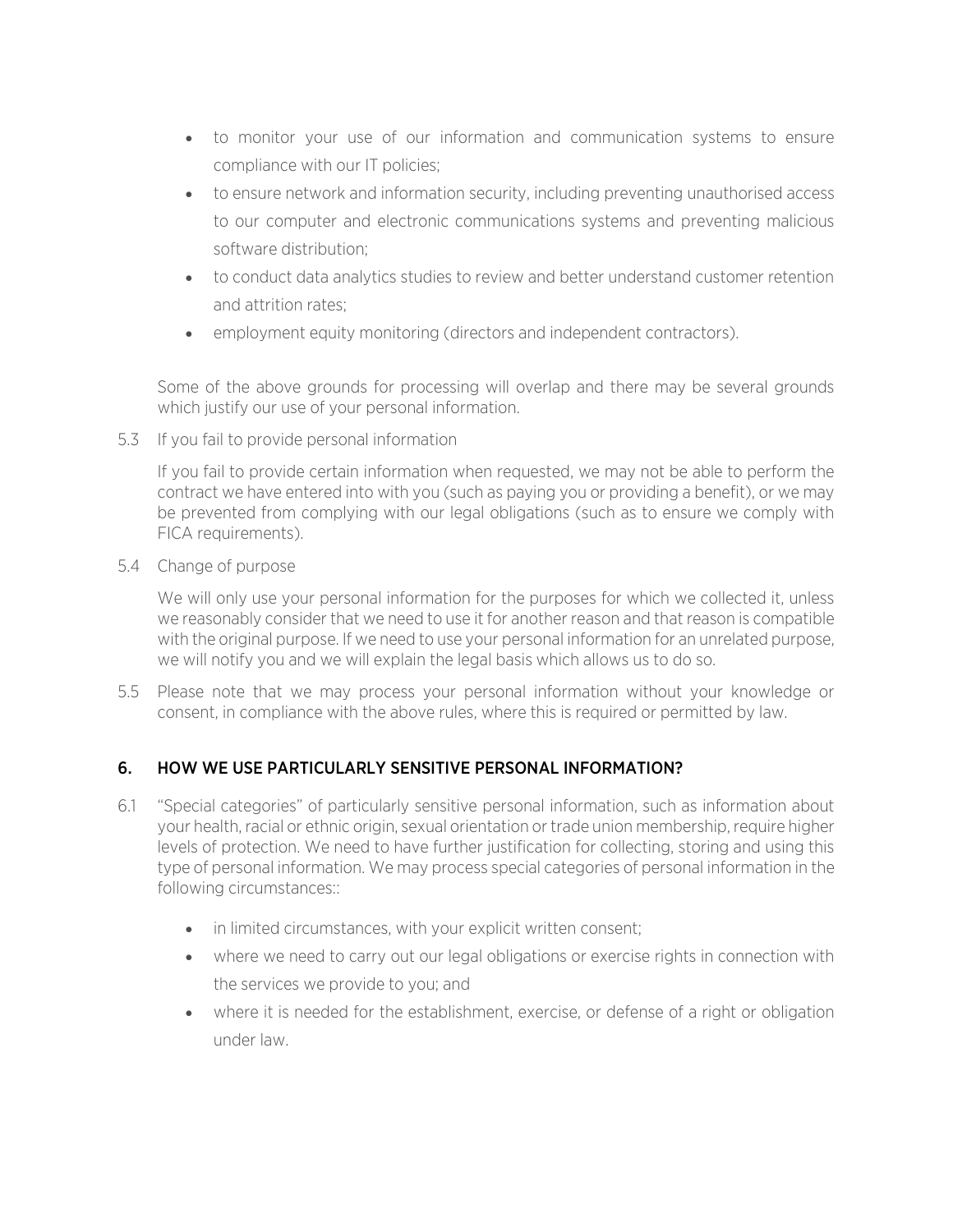- to monitor your use of our information and communication systems to ensure compliance with our IT policies;
- to ensure network and information security, including preventing unauthorised access to our computer and electronic communications systems and preventing malicious software distribution;
- to conduct data analytics studies to review and better understand customer retention and attrition rates;
- employment equity monitoring (directors and independent contractors).

Some of the above grounds for processing will overlap and there may be several grounds which justify our use of your personal information.

5.3 If you fail to provide personal information

If you fail to provide certain information when requested, we may not be able to perform the contract we have entered into with you (such as paying you or providing a benefit), or we may be prevented from complying with our legal obligations (such as to ensure we comply with FICA requirements).

5.4 Change of purpose

We will only use your personal information for the purposes for which we collected it, unless we reasonably consider that we need to use it for another reason and that reason is compatible with the original purpose. If we need to use your personal information for an unrelated purpose, we will notify you and we will explain the legal basis which allows us to do so.

5.5 Please note that we may process your personal information without your knowledge or consent, in compliance with the above rules, where this is required or permitted by law.

## 6. HOW WE USE PARTICULARLY SENSITIVE PERSONAL INFORMATION?

6.1 "Special categories" of particularly sensitive personal information, such as information about your health, racial or ethnic origin, sexual orientation or trade union membership, require higher levels of protection. We need to have further justification for collecting, storing and using this type of personal information. We may process special categories of personal information in the following circumstances::

- in limited circumstances, with your explicit written consent;
- where we need to carry out our legal obligations or exercise rights in connection with the services we provide to you; and
- where it is needed for the establishment, exercise, or defense of a right or obligation under law.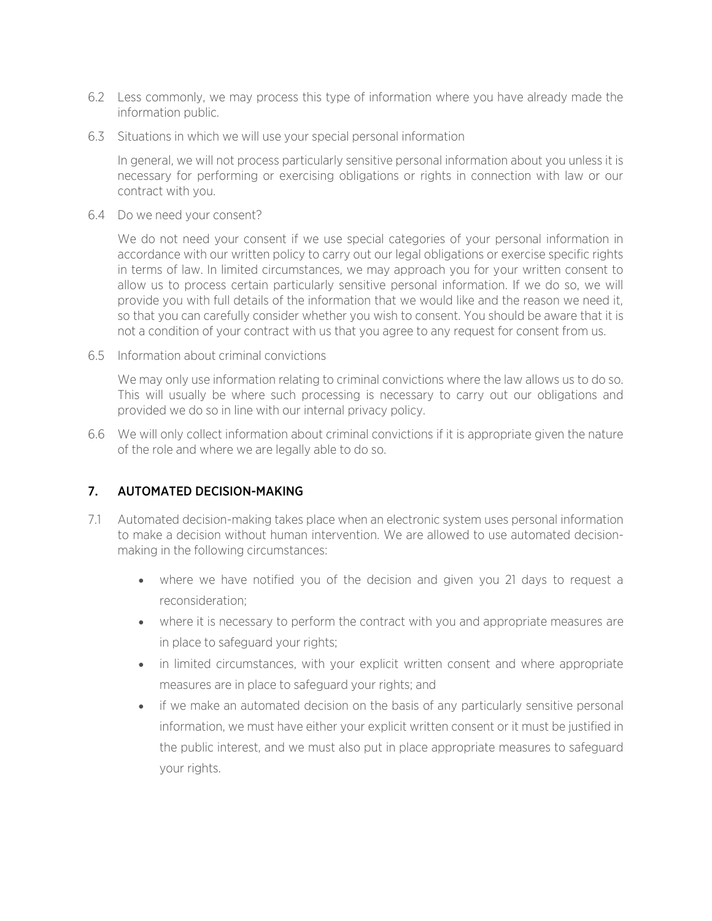6.2 Less commonly, we may process this type of information where you have already made the information public.

6.3 Situations in which we will use your special personal information

In general, we will not process particularly sensitive personal information about you unless it is necessary for performing or exercising obligations or rights in connection with law or our contract with you.

6.4 Do we need your consent?

We do not need your consent if we use special categories of your personal information in accordance with our written policy to carry out our legal obligations or exercise specific rights in terms of law. In limited circumstances, we may approach you for your written consent to allow us to process certain particularly sensitive personal information. If we do so, we will provide you with full details of the information that we would like and the reason we need it, so that you can carefully consider whether you wish to consent. You should be aware that it is not a condition of your contract with us that you agree to any request for consent from us.

6.5 Information about criminal convictions

We may only use information relating to criminal convictions where the law allows us to do so. This will usually be where such processing is necessary to carry out our obligations and provided we do so in line with our internal privacy policy.

6.6 We will only collect information about criminal convictions if it is appropriate given the nature of the role and where we are legally able to do so.

## 7. AUTOMATED DECISION-MAKING

7.1 Automated decision-making takes place when an electronic system uses personal information to make a decision without human intervention. We are allowed to use automated decision-making in the following circumstances:

- where we have notified you of the decision and given you 21 days to request a reconsideration;
- where it is necessary to perform the contract with you and appropriate measures are in place to safeguard your rights;
- in limited circumstances, with your explicit written consent and where appropriate measures are in place to safeguard your rights; and
- if we make an automated decision on the basis of any particularly sensitive personal information, we must have either your explicit written consent or it must be justified in the public interest, and we must also put in place appropriate measures to safeguard your rights.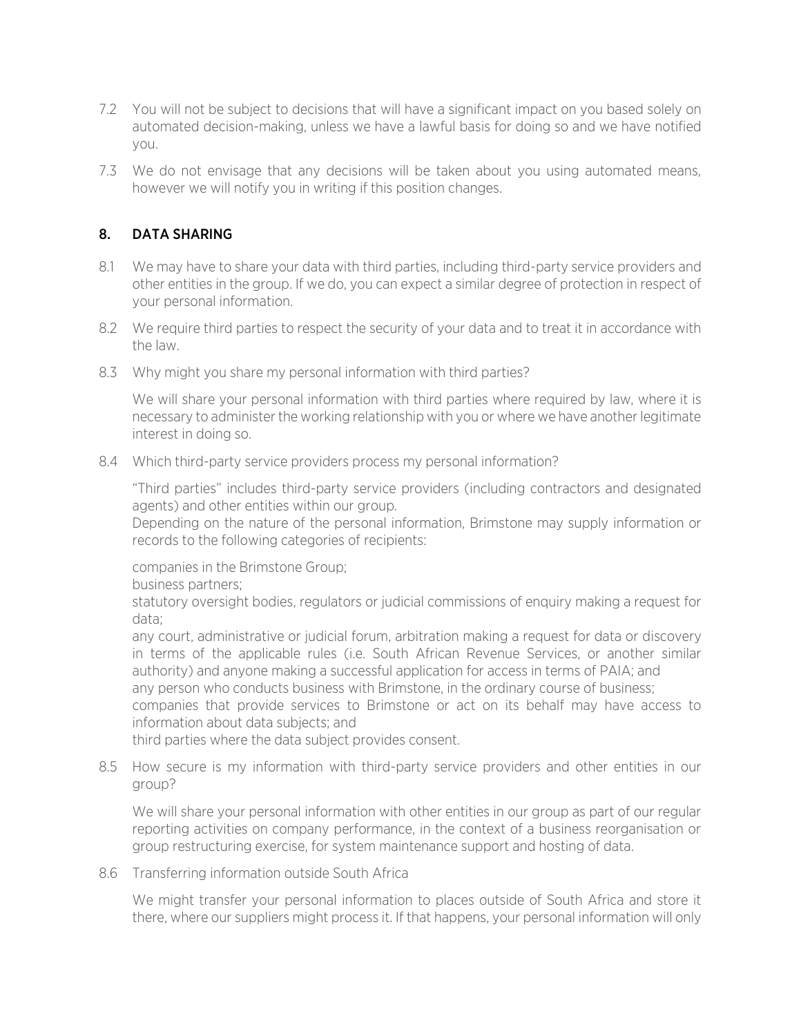7.2 You will not be subject to decisions that will have a significant impact on you based solely on automated decision-making, unless we have a lawful basis for doing so and we have notified you.

7.3 We do not envisage that any decisions will be taken about you using automated means, however we will notify you in writing if this position changes.

## 8. DATA SHARING

8.1 We may have to share your data with third parties, including third-party service providers and other entities in the group. If we do, you can expect a similar degree of protection in respect of your personal information.

8.2 We require third parties to respect the security of your data and to treat it in accordance with the law.

8.3 Why might you share my personal information with third parties?

We will share your personal information with third parties where required by law, where it is necessary to administer the working relationship with you or where we have another legitimate interest in doing so.

8.4 Which third-party service providers process my personal information?

"Third parties" includes third-party service providers (including contractors and designated agents) and other entities within our group.

Depending on the nature of the personal information, Brimstone may supply information or records to the following categories of recipients:

companies in the Brimstone Group;

business partners;

statutory oversight bodies, regulators or judicial commissions of enquiry making a request for data;

any court, administrative or judicial forum, arbitration making a request for data or discovery in terms of the applicable rules (i.e. South African Revenue Services, or another similar authority) and anyone making a successful application for access in terms of PAIA; and

any person who conducts business with Brimstone, in the ordinary course of business;

companies that provide services to Brimstone or act on its behalf may have access to information about data subjects; and

third parties where the data subject provides consent.

8.5 How secure is my information with third-party service providers and other entities in our group?

We will share your personal information with other entities in our group as part of our regular reporting activities on company performance, in the context of a business reorganisation or group restructuring exercise, for system maintenance support and hosting of data.

8.6 Transferring information outside South Africa

We might transfer your personal information to places outside of South Africa and store it there, where our suppliers might process it. If that happens, your personal information will only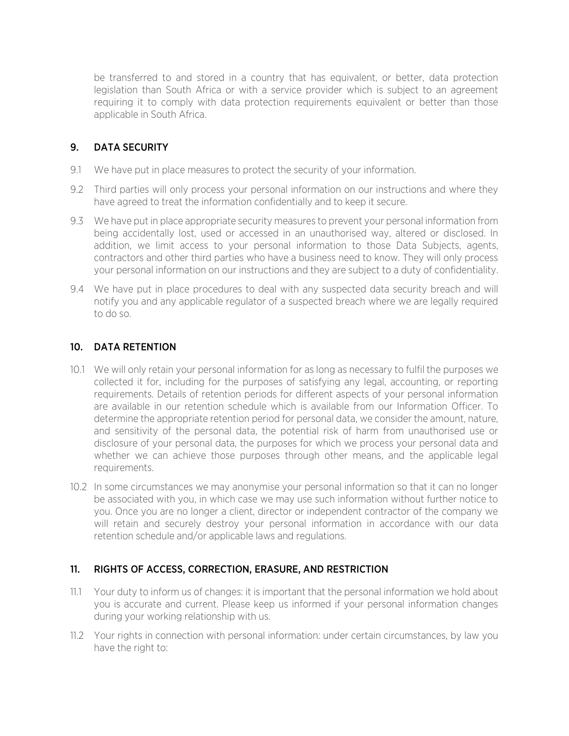be transferred to and stored in a country that has equivalent, or better, data protection legislation than South Africa or with a service provider which is subject to an agreement requiring it to comply with data protection requirements equivalent or better than those applicable in South Africa.

## 9. DATA SECURITY

9.1 We have put in place measures to protect the security of your information.

9.2 Third parties will only process your personal information on our instructions and where they have agreed to treat the information confidentially and to keep it secure.

9.3 We have put in place appropriate security measures to prevent your personal information from being accidentally lost, used or accessed in an unauthorised way, altered or disclosed. In addition, we limit access to your personal information to those Data Subjects, agents, contractors and other third parties who have a business need to know. They will only process your personal information on our instructions and they are subject to a duty of confidentiality.

9.4 We have put in place procedures to deal with any suspected data security breach and will notify you and any applicable regulator of a suspected breach where we are legally required to do so.

## 10. DATA RETENTION

10.1 We will only retain your personal information for as long as necessary to fulfil the purposes we collected it for, including for the purposes of satisfying any legal, accounting, or reporting requirements. Details of retention periods for different aspects of your personal information are available in our retention schedule which is available from our Information Officer. To determine the appropriate retention period for personal data, we consider the amount, nature, and sensitivity of the personal data, the potential risk of harm from unauthorised use or disclosure of your personal data, the purposes for which we process your personal data and whether we can achieve those purposes through other means, and the applicable legal requirements.

10.2 In some circumstances we may anonymise your personal information so that it can no longer be associated with you, in which case we may use such information without further notice to you. Once you are no longer a client, director or independent contractor of the company we will retain and securely destroy your personal information in accordance with our data retention schedule and/or applicable laws and regulations.

## 11. RIGHTS OF ACCESS, CORRECTION, ERASURE, AND RESTRICTION

11.1 Your duty to inform us of changes: it is important that the personal information we hold about you is accurate and current. Please keep us informed if your personal information changes during your working relationship with us.

11.2 Your rights in connection with personal information: under certain circumstances, by law you have the right to: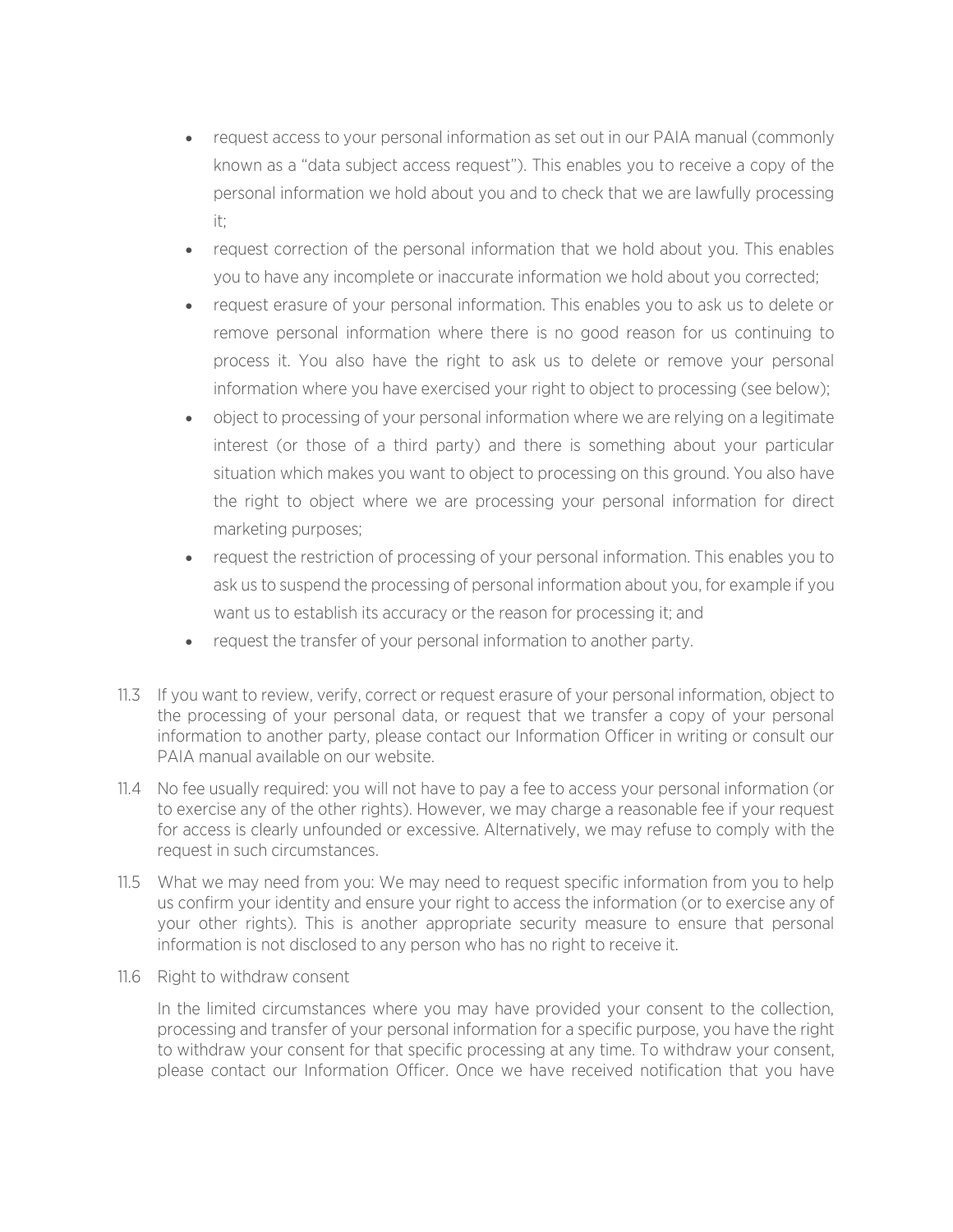- request access to your personal information as set out in our PAIA manual (commonly known as a "data subject access request"). This enables you to receive a copy of the personal information we hold about you and to check that we are lawfully processing it;
- request correction of the personal information that we hold about you. This enables you to have any incomplete or inaccurate information we hold about you corrected;
- request erasure of your personal information. This enables you to ask us to delete or remove personal information where there is no good reason for us continuing to process it. You also have the right to ask us to delete or remove your personal information where you have exercised your right to object to processing (see below);
- object to processing of your personal information where we are relying on a legitimate interest (or those of a third party) and there is something about your particular situation which makes you want to object to processing on this ground. You also have the right to object where we are processing your personal information for direct marketing purposes;
- request the restriction of processing of your personal information. This enables you to ask us to suspend the processing of personal information about you, for example if you want us to establish its accuracy or the reason for processing it; and
- request the transfer of your personal information to another party.

11.3 If you want to review, verify, correct or request erasure of your personal information, object to the processing of your personal data, or request that we transfer a copy of your personal information to another party, please contact our Information Officer in writing or consult our PAIA manual available on our website.

11.4 No fee usually required: you will not have to pay a fee to access your personal information (or to exercise any of the other rights). However, we may charge a reasonable fee if your request for access is clearly unfounded or excessive. Alternatively, we may refuse to comply with the request in such circumstances.

11.5 What we may need from you: We may need to request specific information from you to help us confirm your identity and ensure your right to access the information (or to exercise any of your other rights). This is another appropriate security measure to ensure that personal information is not disclosed to any person who has no right to receive it.

11.6 Right to withdraw consent

In the limited circumstances where you may have provided your consent to the collection, processing and transfer of your personal information for a specific purpose, you have the right to withdraw your consent for that specific processing at any time. To withdraw your consent, please contact our Information Officer. Once we have received notification that you have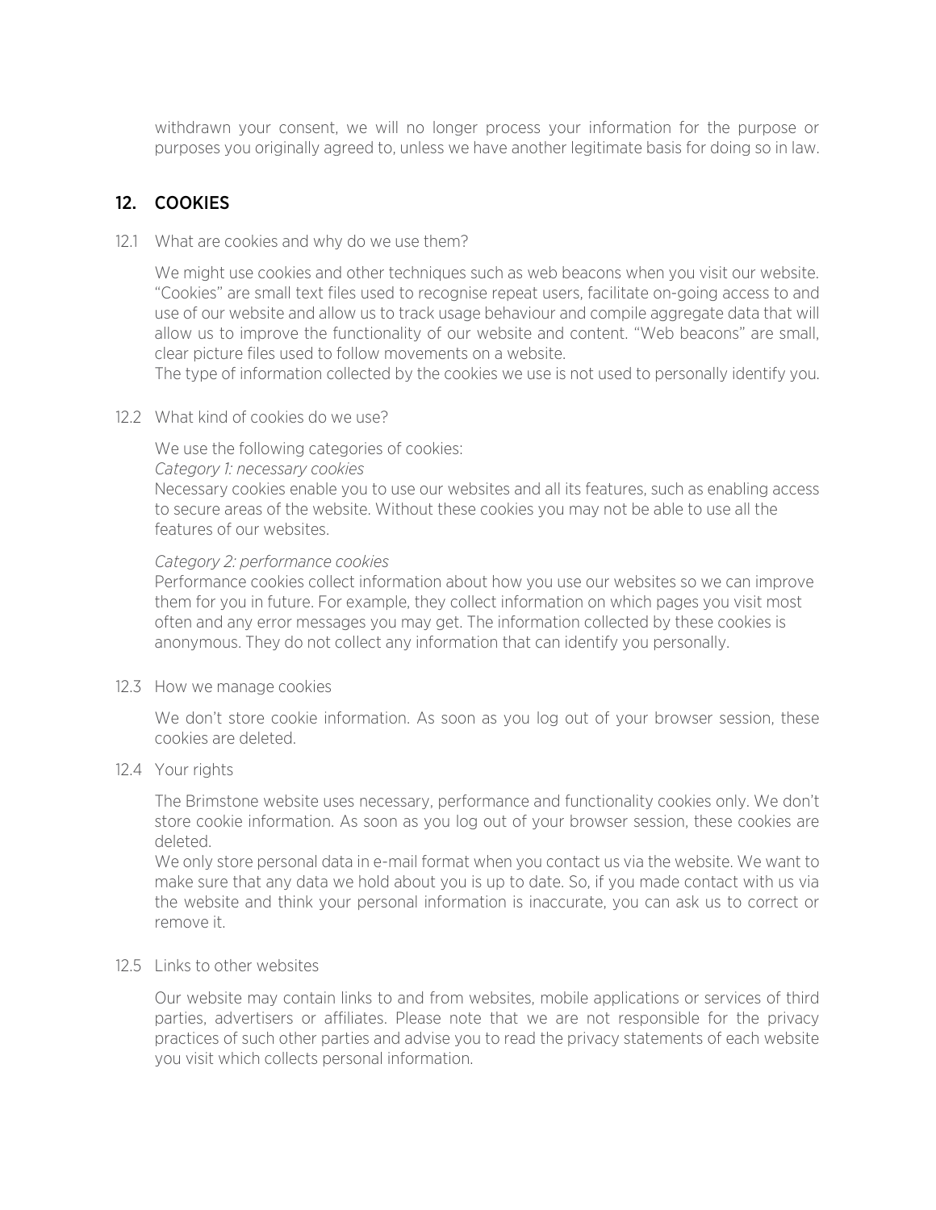withdrawn your consent, we will no longer process your information for the purpose or purposes you originally agreed to, unless we have another legitimate basis for doing so in law.

## 12. COOKIES

12.1 What are cookies and why do we use them?

We might use cookies and other techniques such as web beacons when you visit our website. "Cookies" are small text files used to recognise repeat users, facilitate on-going access to and use of our website and allow us to track usage behaviour and compile aggregate data that will allow us to improve the functionality of our website and content. "Web beacons" are small, clear picture files used to follow movements on a website.
The type of information collected by the cookies we use is not used to personally identify you.

12.2 What kind of cookies do we use?

We use the following categories of cookies:
*Category 1: necessary cookies*
Necessary cookies enable you to use our websites and all its features, such as enabling access to secure areas of the website. Without these cookies you may not be able to use all the features of our websites.

*Category 2: performance cookies*
Performance cookies collect information about how you use our websites so we can improve them for you in future. For example, they collect information on which pages you visit most often and any error messages you may get. The information collected by these cookies is anonymous. They do not collect any information that can identify you personally.

12.3 How we manage cookies

We don't store cookie information. As soon as you log out of your browser session, these cookies are deleted.

12.4 Your rights

The Brimstone website uses necessary, performance and functionality cookies only. We don't store cookie information. As soon as you log out of your browser session, these cookies are deleted.
We only store personal data in e-mail format when you contact us via the website. We want to make sure that any data we hold about you is up to date. So, if you made contact with us via the website and think your personal information is inaccurate, you can ask us to correct or remove it.

12.5 Links to other websites

Our website may contain links to and from websites, mobile applications or services of third parties, advertisers or affiliates. Please note that we are not responsible for the privacy practices of such other parties and advise you to read the privacy statements of each website you visit which collects personal information.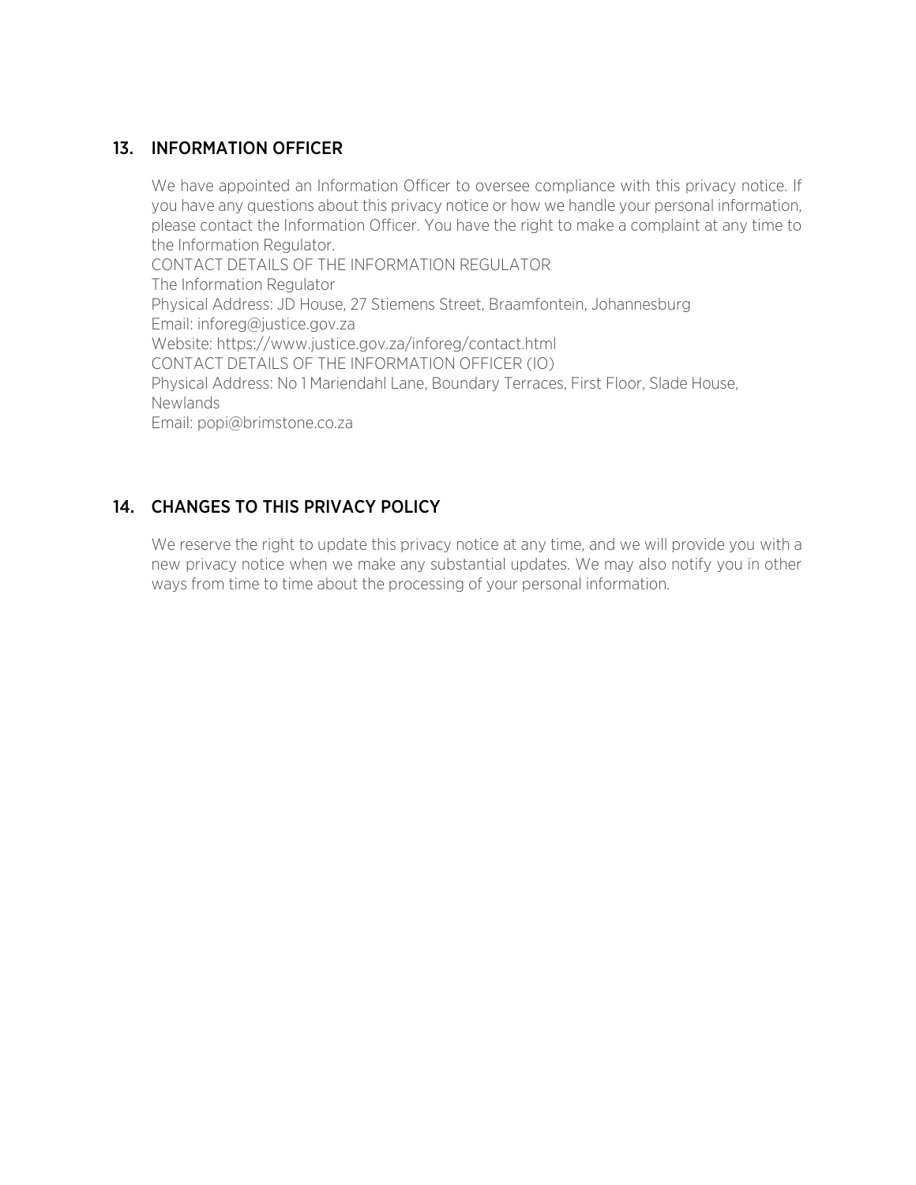## 13. INFORMATION OFFICER

We have appointed an Information Officer to oversee compliance with this privacy notice. If you have any questions about this privacy notice or how we handle your personal information, please contact the Information Officer. You have the right to make a complaint at any time to the Information Regulator.

CONTACT DETAILS OF THE INFORMATION REGULATOR
The Information Regulator
Physical Address: JD House, 27 Stiemens Street, Braamfontein, Johannesburg
Email: inforeg@justice.gov.za
Website: https://www.justice.gov.za/inforeg/contact.html
CONTACT DETAILS OF THE INFORMATION OFFICER (IO)
Physical Address: No 1 Mariendahl Lane, Boundary Terraces, First Floor, Slade House, Newlands
Email: popi@brimstone.co.za

## 14. CHANGES TO THIS PRIVACY POLICY

We reserve the right to update this privacy notice at any time, and we will provide you with a new privacy notice when we make any substantial updates. We may also notify you in other ways from time to time about the processing of your personal information.